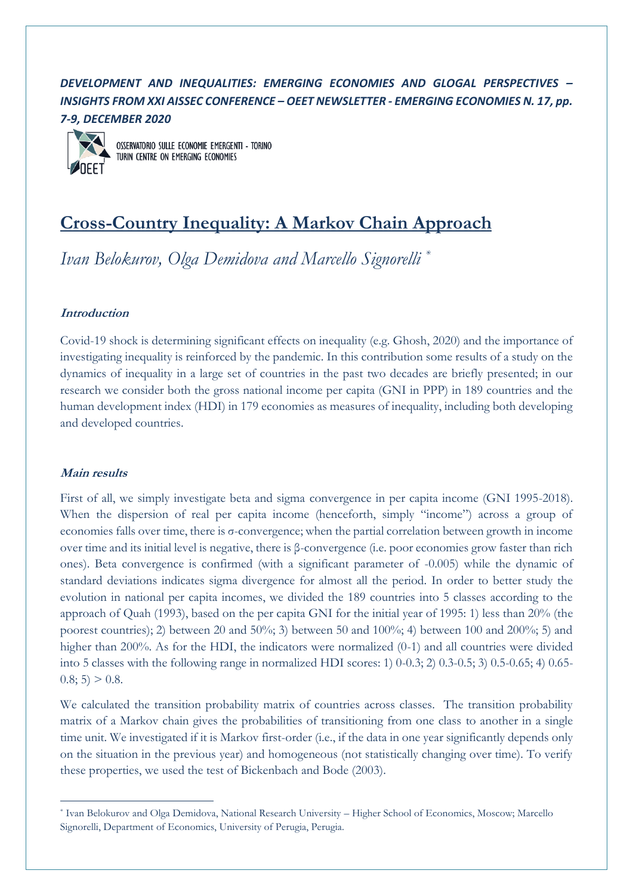*DEVELOPMENT AND INEQUALITIES: EMERGING ECONOMIES AND GLOGAL PERSPECTIVES – INSIGHTS FROM XXI AISSEC CONFERENCE – OEET NEWSLETTER - EMERGING ECONOMIES N. 17, pp. 7-9, DECEMBER 2020*

OSSERVATORIO SULLE ECONOMIE EMERGENTI - TORINO
TURIN CENTRE ON EMERGING ECONOMIES

# Cross-Country Inequality: A Markov Chain Approach

*Ivan Belokurov, Olga Demidova and Marcello Signorelli* [*]

### Introduction

Covid-19 shock is determining significant effects on inequality (e.g. Ghosh, 2020) and the importance of investigating inequality is reinforced by the pandemic. In this contribution some results of a study on the dynamics of inequality in a large set of countries in the past two decades are briefly presented; in our research we consider both the gross national income per capita (GNI in PPP) in 189 countries and the human development index (HDI) in 179 economies as measures of inequality, including both developing and developed countries.

### Main results

First of all, we simply investigate beta and sigma convergence in per capita income (GNI 1995-2018). When the dispersion of real per capita income (henceforth, simply "income") across a group of economies falls over time, there is σ-convergence; when the partial correlation between growth in income over time and its initial level is negative, there is β-convergence (i.e. poor economies grow faster than rich ones). Beta convergence is confirmed (with a significant parameter of -0.005) while the dynamic of standard deviations indicates sigma divergence for almost all the period. In order to better study the evolution in national per capita incomes, we divided the 189 countries into 5 classes according to the approach of Quah (1993), based on the per capita GNI for the initial year of 1995: 1) less than 20% (the poorest countries); 2) between 20 and 50%; 3) between 50 and 100%; 4) between 100 and 200%; 5) and higher than 200%. As for the HDI, the indicators were normalized (0-1) and all countries were divided into 5 classes with the following range in normalized HDI scores: 1) 0-0.3; 2) 0.3-0.5; 3) 0.5-0.65; 4) 0.65-0.8; 5) > 0.8.

We calculated the transition probability matrix of countries across classes. The transition probability matrix of a Markov chain gives the probabilities of transitioning from one class to another in a single time unit. We investigated if it is Markov first-order (i.e., if the data in one year significantly depends only on the situation in the previous year) and homogeneous (not statistically changing over time). To verify these properties, we used the test of Bickenbach and Bode (2003).

---

[*] Ivan Belokurov and Olga Demidova, National Research University – Higher School of Economics, Moscow; Marcello Signorelli, Department of Economics, University of Perugia, Perugia.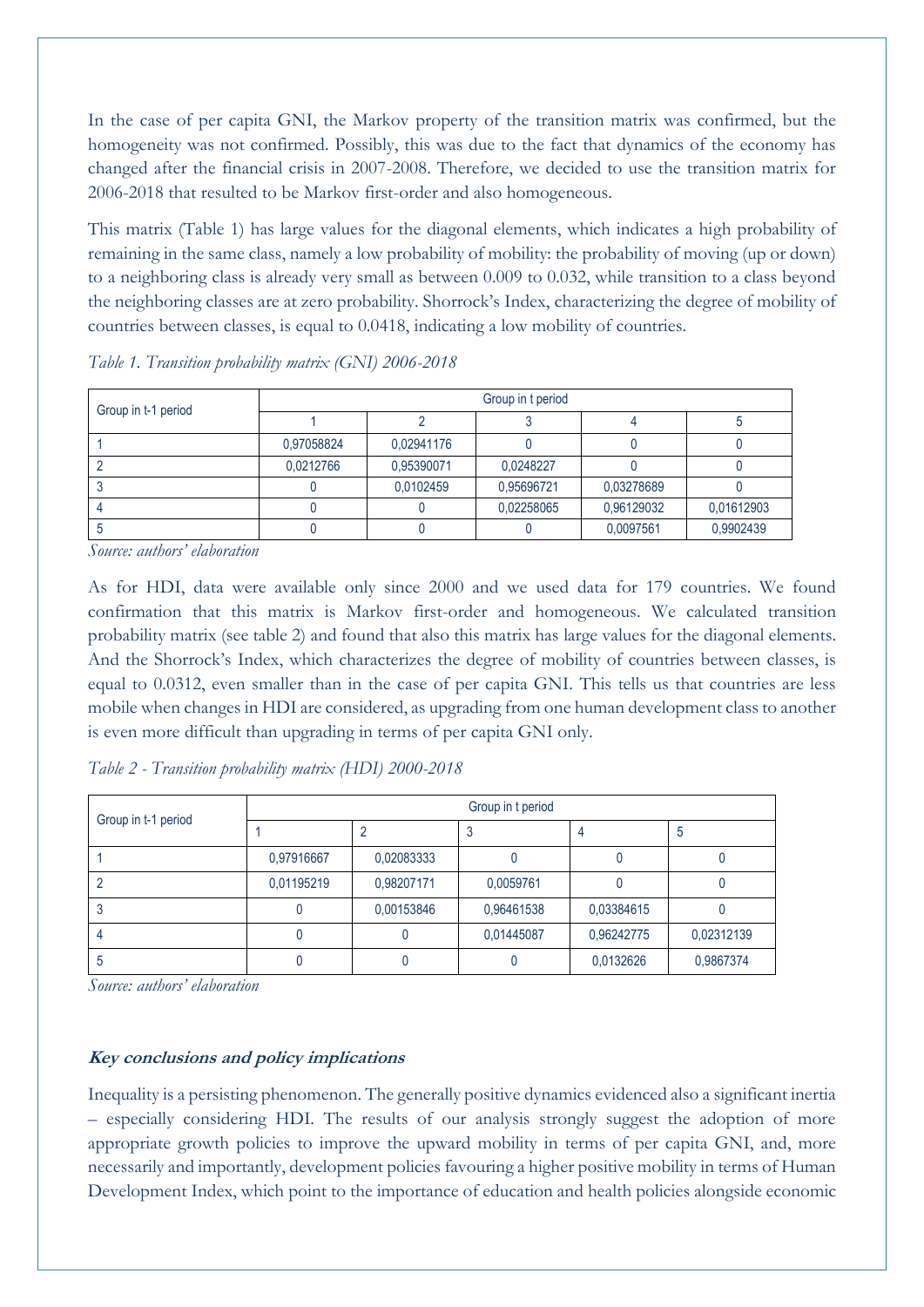In the case of per capita GNI, the Markov property of the transition matrix was confirmed, but the homogeneity was not confirmed. Possibly, this was due to the fact that dynamics of the economy has changed after the financial crisis in 2007-2008. Therefore, we decided to use the transition matrix for 2006-2018 that resulted to be Markov first-order and also homogeneous.

This matrix (Table 1) has large values for the diagonal elements, which indicates a high probability of remaining in the same class, namely a low probability of mobility: the probability of moving (up or down) to a neighboring class is already very small as between 0.009 to 0.032, while transition to a class beyond the neighboring classes are at zero probability. Shorrock's Index, characterizing the degree of mobility of countries between classes, is equal to 0.0418, indicating a low mobility of countries.

*Table 1. Transition probability matrix (GNI) 2006-2018*

| Group in t-1 period | Group in t period | | | | |
|---|---|---|---|---|---|
| | 1 | 2 | 3 | 4 | 5 |
| 1 | 0,97058824 | 0,02941176 | 0 | 0 | 0 |
| 2 | 0,0212766 | 0,95390071 | 0,0248227 | 0 | 0 |
| 3 | 0 | 0,0102459 | 0,95696721 | 0,03278689 | 0 |
| 4 | 0 | 0 | 0,02258065 | 0,96129032 | 0,01612903 |
| 5 | 0 | 0 | 0 | 0,0097561 | 0,9902439 |

*Source: authors' elaboration*

As for HDI, data were available only since 2000 and we used data for 179 countries. We found confirmation that this matrix is Markov first-order and homogeneous. We calculated transition probability matrix (see table 2) and found that also this matrix has large values for the diagonal elements. And the Shorrock's Index, which characterizes the degree of mobility of countries between classes, is equal to 0.0312, even smaller than in the case of per capita GNI. This tells us that countries are less mobile when changes in HDI are considered, as upgrading from one human development class to another is even more difficult than upgrading in terms of per capita GNI only.

*Table 2 - Transition probability matrix (HDI) 2000-2018*

| Group in t-1 period | Group in t period | | | | |
|---|---|---|---|---|---|
| | 1 | 2 | 3 | 4 | 5 |
| 1 | 0,97916667 | 0,02083333 | 0 | 0 | 0 |
| 2 | 0,01195219 | 0,98207171 | 0,0059761 | 0 | 0 |
| 3 | 0 | 0,00153846 | 0,96461538 | 0,03384615 | 0 |
| 4 | 0 | 0 | 0,01445087 | 0,96242775 | 0,02312139 |
| 5 | 0 | 0 | 0 | 0,0132626 | 0,9867374 |

*Source: authors' elaboration*

### ***Key conclusions and policy implications***

Inequality is a persisting phenomenon. The generally positive dynamics evidenced also a significant inertia – especially considering HDI. The results of our analysis strongly suggest the adoption of more appropriate growth policies to improve the upward mobility in terms of per capita GNI, and, more necessarily and importantly, development policies favouring a higher positive mobility in terms of Human Development Index, which point to the importance of education and health policies alongside economic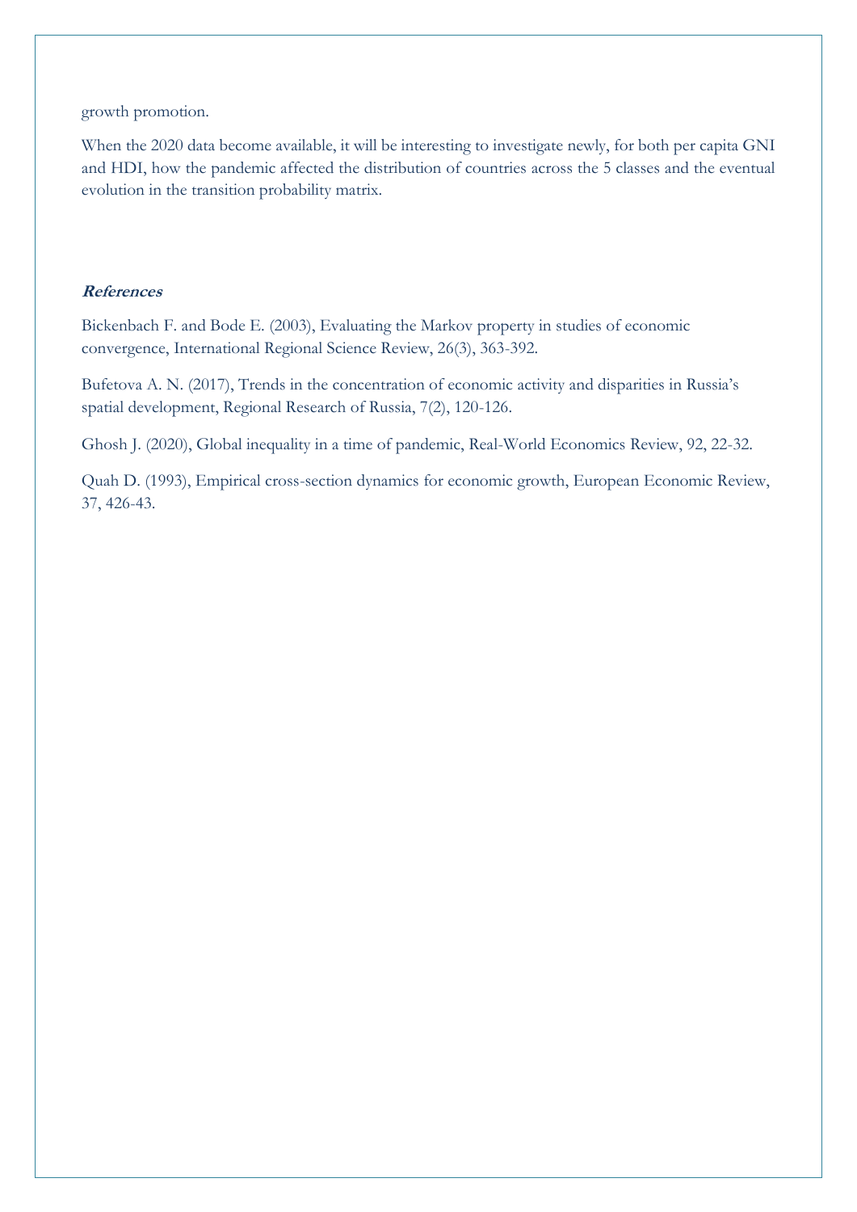growth promotion.

When the 2020 data become available, it will be interesting to investigate newly, for both per capita GNI and HDI, how the pandemic affected the distribution of countries across the 5 classes and the eventual evolution in the transition probability matrix.

## ***References***

Bickenbach F. and Bode E. (2003), Evaluating the Markov property in studies of economic convergence, International Regional Science Review, 26(3), 363-392.

Bufetova A. N. (2017), Trends in the concentration of economic activity and disparities in Russia's spatial development, Regional Research of Russia, 7(2), 120-126.

Ghosh J. (2020), Global inequality in a time of pandemic, Real-World Economics Review, 92, 22-32.

Quah D. (1993), Empirical cross-section dynamics for economic growth, European Economic Review, 37, 426-43.